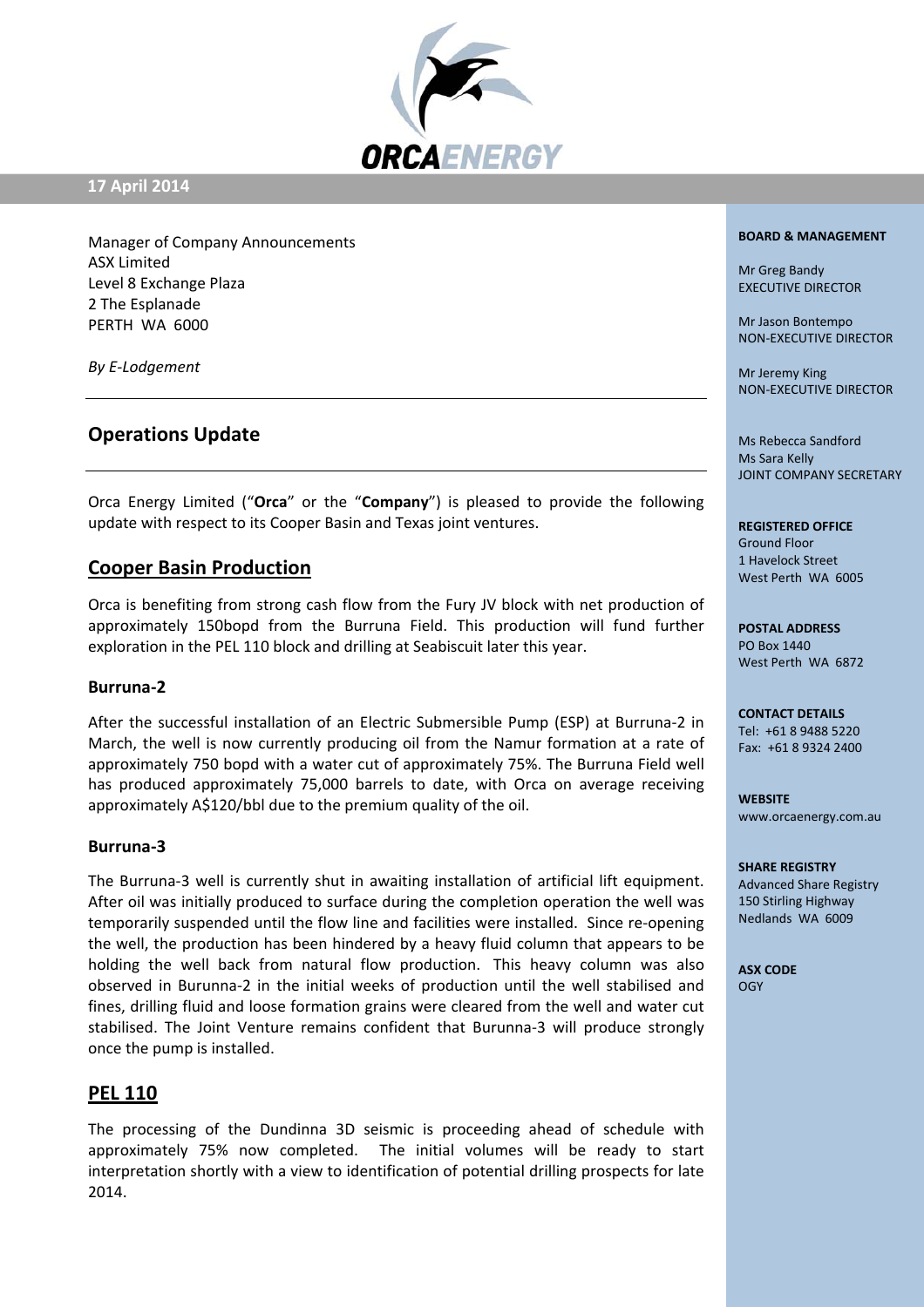17 April 2014

Manager of Company Announcements
ASX Limited
Level 8 Exchange Plaza
2 The Esplanade
PERTH WA 6000

*By E-Lodgement*

---

## Operations Update

---

Orca Energy Limited ("**Orca**" or the "**Company**") is pleased to provide the following update with respect to its Cooper Basin and Texas joint ventures.

## Cooper Basin Production

Orca is benefiting from strong cash flow from the Fury JV block with net production of approximately 150bopd from the Burruna Field. This production will fund further exploration in the PEL 110 block and drilling at Seabiscuit later this year.

### Burruna-2

After the successful installation of an Electric Submersible Pump (ESP) at Burruna-2 in March, the well is now currently producing oil from the Namur formation at a rate of approximately 750 bopd with a water cut of approximately 75%. The Burruna Field well has produced approximately 75,000 barrels to date, with Orca on average receiving approximately A$120/bbl due to the premium quality of the oil.

### Burruna-3

The Burruna-3 well is currently shut in awaiting installation of artificial lift equipment. After oil was initially produced to surface during the completion operation the well was temporarily suspended until the flow line and facilities were installed. Since re-opening the well, the production has been hindered by a heavy fluid column that appears to be holding the well back from natural flow production. This heavy column was also observed in Burunna-2 in the initial weeks of production until the well stabilised and fines, drilling fluid and loose formation grains were cleared from the well and water cut stabilised. The Joint Venture remains confident that Burunna-3 will produce strongly once the pump is installed.

## PEL 110

The processing of the Dundinna 3D seismic is proceeding ahead of schedule with approximately 75% now completed. The initial volumes will be ready to start interpretation shortly with a view to identification of potential drilling prospects for late 2014.

**BOARD & MANAGEMENT**

Mr Greg Bandy
EXECUTIVE DIRECTOR

Mr Jason Bontempo
NON-EXECUTIVE DIRECTOR

Mr Jeremy King
NON-EXECUTIVE DIRECTOR

Ms Rebecca Sandford
Ms Sara Kelly
JOINT COMPANY SECRETARY

**REGISTERED OFFICE**
Ground Floor
1 Havelock Street
West Perth WA 6005

**POSTAL ADDRESS**
PO Box 1440
West Perth WA 6872

**CONTACT DETAILS**
Tel: +61 8 9488 5220
Fax: +61 8 9324 2400

**WEBSITE**
www.orcaenergy.com.au

**SHARE REGISTRY**
Advanced Share Registry
150 Stirling Highway
Nedlands WA 6009

**ASX CODE**
OGY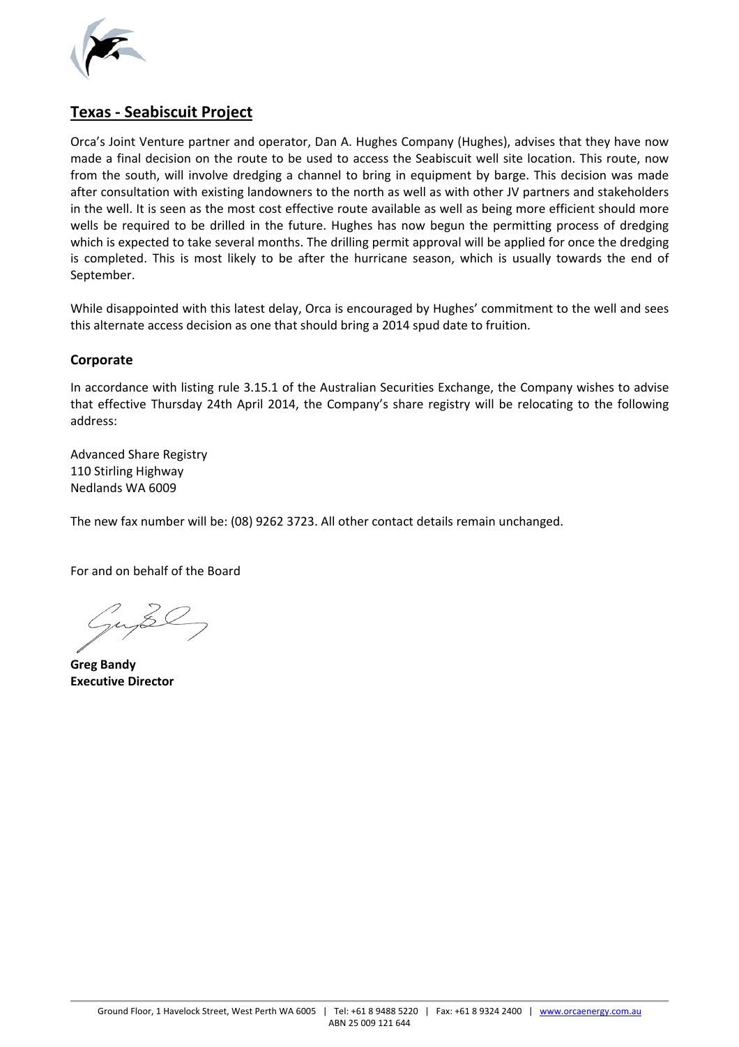## Texas - Seabiscuit Project

Orca's Joint Venture partner and operator, Dan A. Hughes Company (Hughes), advises that they have now made a final decision on the route to be used to access the Seabiscuit well site location. This route, now from the south, will involve dredging a channel to bring in equipment by barge. This decision was made after consultation with existing landowners to the north as well as with other JV partners and stakeholders in the well. It is seen as the most cost effective route available as well as being more efficient should more wells be required to be drilled in the future. Hughes has now begun the permitting process of dredging which is expected to take several months. The drilling permit approval will be applied for once the dredging is completed. This is most likely to be after the hurricane season, which is usually towards the end of September.

While disappointed with this latest delay, Orca is encouraged by Hughes' commitment to the well and sees this alternate access decision as one that should bring a 2014 spud date to fruition.

### Corporate

In accordance with listing rule 3.15.1 of the Australian Securities Exchange, the Company wishes to advise that effective Thursday 24th April 2014, the Company's share registry will be relocating to the following address:

Advanced Share Registry
110 Stirling Highway
Nedlands WA 6009

The new fax number will be: (08) 9262 3723. All other contact details remain unchanged.

For and on behalf of the Board

**Greg Bandy**
**Executive Director**